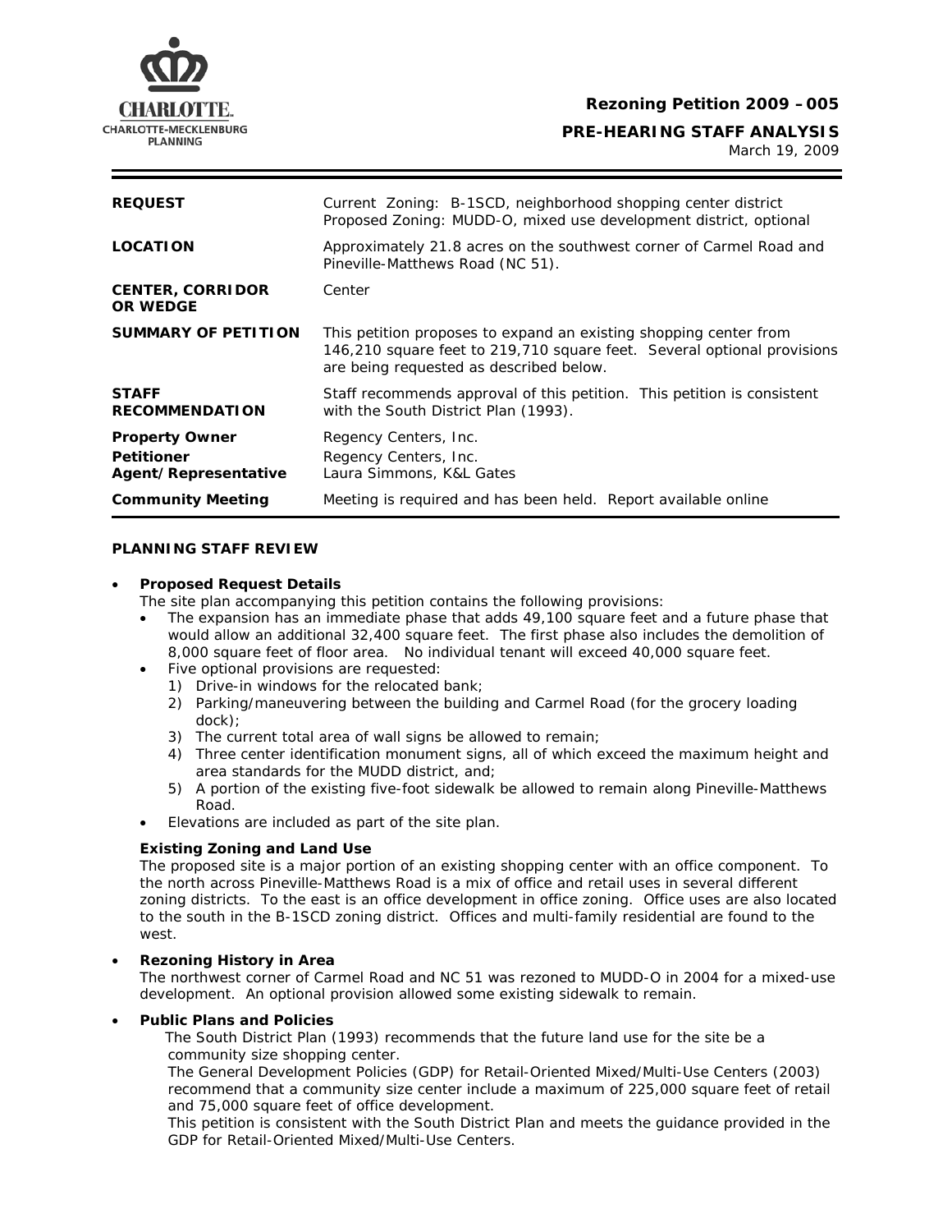CHARLOTTE.
CHARLOTTE-MECKLENBURG
PLANNING

**Rezoning Petition 2009 – 005**

**PRE-HEARING STAFF ANALYSIS**
March 19, 2009

| | |
|---|---|
| **REQUEST** | Current Zoning: B-1SCD, neighborhood shopping center district<br>Proposed Zoning: MUDD-O, mixed use development district, optional |
| **LOCATION** | Approximately 21.8 acres on the southwest corner of Carmel Road and Pineville-Matthews Road (NC 51). |
| **CENTER, CORRIDOR OR WEDGE** | Center |
| **SUMMARY OF PETITION** | This petition proposes to expand an existing shopping center from 146,210 square feet to 219,710 square feet. Several optional provisions are being requested as described below. |
| **STAFF RECOMMENDATION** | Staff recommends approval of this petition. This petition is consistent with the South District Plan (1993). |
| **Property Owner**<br>**Petitioner**<br>**Agent/Representative** | Regency Centers, Inc.<br>Regency Centers, Inc.<br>Laura Simmons, K&L Gates |
| **Community Meeting** | Meeting is required and has been held. Report available online |

**PLANNING STAFF REVIEW**

- **Proposed Request Details**
  The site plan accompanying this petition contains the following provisions:
  - The expansion has an immediate phase that adds 49,100 square feet and a future phase that would allow an additional 32,400 square feet. The first phase also includes the demolition of 8,000 square feet of floor area. No individual tenant will exceed 40,000 square feet.
  - Five optional provisions are requested:
    1) Drive-in windows for the relocated bank;
    2) Parking/maneuvering between the building and Carmel Road (for the grocery loading dock);
    3) The current total area of wall signs be allowed to remain;
    4) Three center identification monument signs, all of which exceed the maximum height and area standards for the MUDD district, and;
    5) A portion of the existing five-foot sidewalk be allowed to remain along Pineville-Matthews Road.
  - Elevations are included as part of the site plan.

  **Existing Zoning and Land Use**
  The proposed site is a major portion of an existing shopping center with an office component. To the north across Pineville-Matthews Road is a mix of office and retail uses in several different zoning districts. To the east is an office development in office zoning. Office uses are also located to the south in the B-1SCD zoning district. Offices and multi-family residential are found to the west.

- **Rezoning History in Area**
  The northwest corner of Carmel Road and NC 51 was rezoned to MUDD-O in 2004 for a mixed-use development. An optional provision allowed some existing sidewalk to remain.

- **Public Plans and Policies**
  The South District Plan (1993) recommends that the future land use for the site be a community size shopping center.
  The General Development Policies (GDP) for Retail-Oriented Mixed/Multi-Use Centers (2003) recommend that a community size center include a maximum of 225,000 square feet of retail and 75,000 square feet of office development.
  This petition is consistent with the South District Plan and meets the guidance provided in the GDP for Retail-Oriented Mixed/Multi-Use Centers.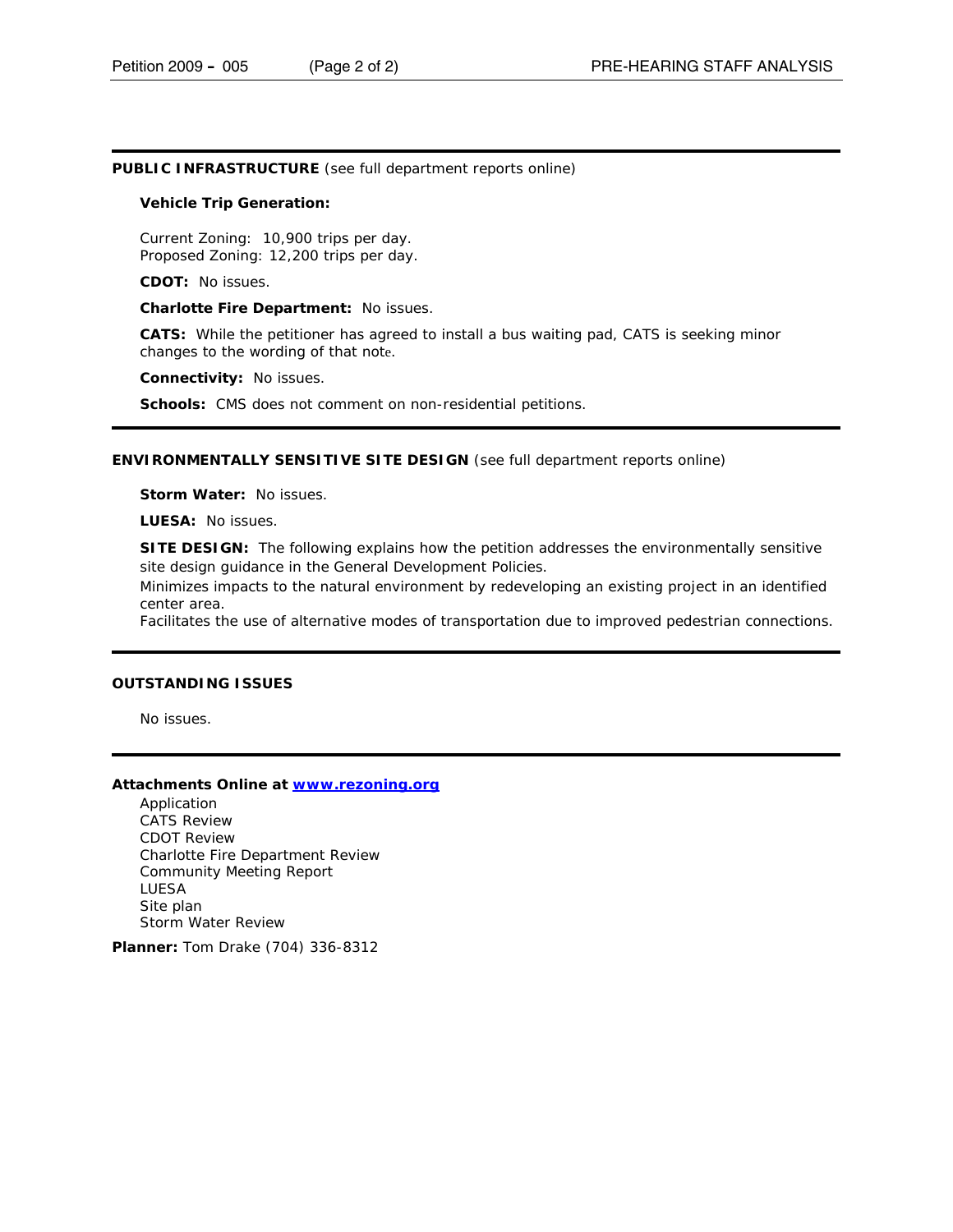**PUBLIC INFRASTRUCTURE** (see full department reports online)

**Vehicle Trip Generation:**

Current Zoning: 10,900 trips per day.
Proposed Zoning: 12,200 trips per day.

**CDOT:** No issues.

**Charlotte Fire Department:** No issues.

**CATS:** While the petitioner has agreed to install a bus waiting pad, CATS is seeking minor changes to the wording of that note.

**Connectivity:** No issues.

**Schools:** CMS does not comment on non-residential petitions.

---

**ENVIRONMENTALLY SENSITIVE SITE DESIGN** (see full department reports online)

**Storm Water:** No issues.

**LUESA:** No issues.

**SITE DESIGN:** The following explains how the petition addresses the environmentally sensitive site design guidance in the General Development Policies.

Minimizes impacts to the natural environment by redeveloping an existing project in an identified center area.

Facilitates the use of alternative modes of transportation due to improved pedestrian connections.

---

**OUTSTANDING ISSUES**

No issues.

---

**Attachments Online at [www.rezoning.org](http://www.rezoning.org)**

- Application
- CATS Review
- CDOT Review
- Charlotte Fire Department Review
- Community Meeting Report
- LUESA
- Site plan
- Storm Water Review

**Planner:** Tom Drake (704) 336-8312